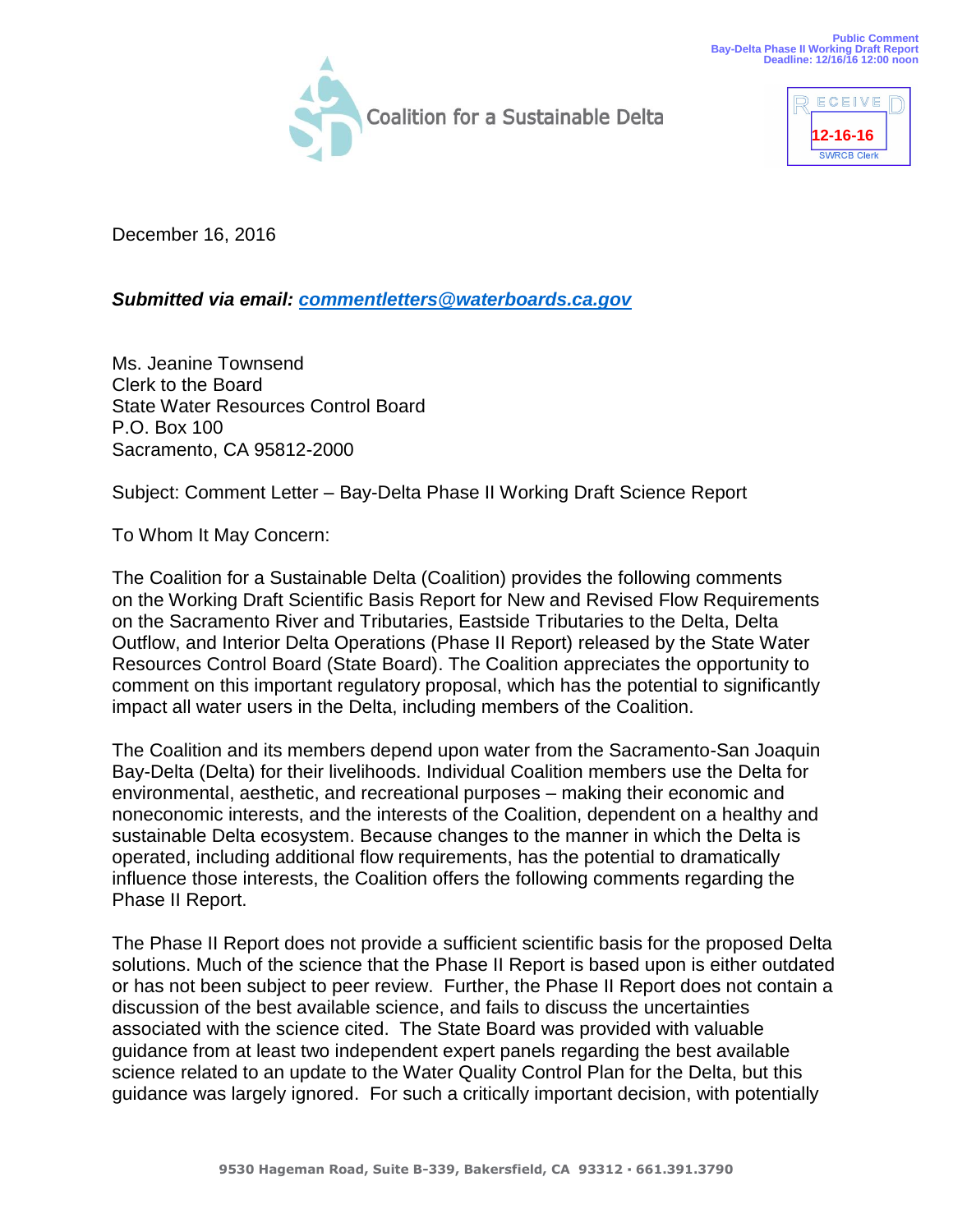Coalition for a Sustainable Delta

Public Comment
Bay-Delta Phase II Working Draft Report
Deadline: 12/16/16 12:00 noon

RECEIVED
12-16-16
SWRCB Clerk

December 16, 2016

***Submitted via email: commentletters@waterboards.ca.gov***

Ms. Jeanine Townsend
Clerk to the Board
State Water Resources Control Board
P.O. Box 100
Sacramento, CA 95812-2000

Subject: Comment Letter – Bay-Delta Phase II Working Draft Science Report

To Whom It May Concern:

The Coalition for a Sustainable Delta (Coalition) provides the following comments on the Working Draft Scientific Basis Report for New and Revised Flow Requirements on the Sacramento River and Tributaries, Eastside Tributaries to the Delta, Delta Outflow, and Interior Delta Operations (Phase II Report) released by the State Water Resources Control Board (State Board). The Coalition appreciates the opportunity to comment on this important regulatory proposal, which has the potential to significantly impact all water users in the Delta, including members of the Coalition.

The Coalition and its members depend upon water from the Sacramento-San Joaquin Bay-Delta (Delta) for their livelihoods. Individual Coalition members use the Delta for environmental, aesthetic, and recreational purposes – making their economic and noneconomic interests, and the interests of the Coalition, dependent on a healthy and sustainable Delta ecosystem. Because changes to the manner in which the Delta is operated, including additional flow requirements, has the potential to dramatically influence those interests, the Coalition offers the following comments regarding the Phase II Report.

The Phase II Report does not provide a sufficient scientific basis for the proposed Delta solutions. Much of the science that the Phase II Report is based upon is either outdated or has not been subject to peer review. Further, the Phase II Report does not contain a discussion of the best available science, and fails to discuss the uncertainties associated with the science cited. The State Board was provided with valuable guidance from at least two independent expert panels regarding the best available science related to an update to the Water Quality Control Plan for the Delta, but this guidance was largely ignored. For such a critically important decision, with potentially

9530 Hageman Road, Suite B-339, Bakersfield, CA 93312 · 661.391.3790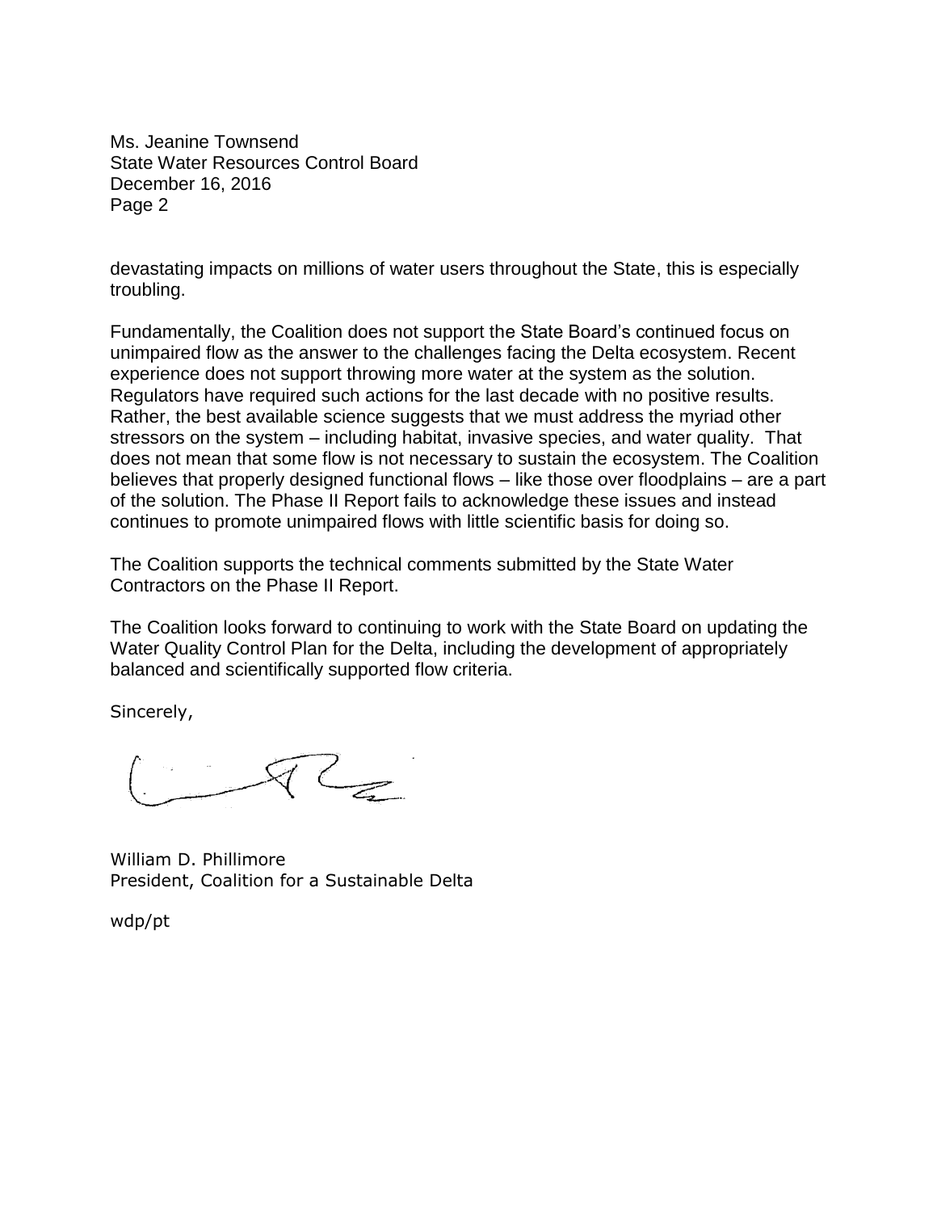devastating impacts on millions of water users throughout the State, this is especially troubling.

Fundamentally, the Coalition does not support the State Board's continued focus on unimpaired flow as the answer to the challenges facing the Delta ecosystem. Recent experience does not support throwing more water at the system as the solution. Regulators have required such actions for the last decade with no positive results. Rather, the best available science suggests that we must address the myriad other stressors on the system – including habitat, invasive species, and water quality. That does not mean that some flow is not necessary to sustain the ecosystem. The Coalition believes that properly designed functional flows – like those over floodplains – are a part of the solution. The Phase II Report fails to acknowledge these issues and instead continues to promote unimpaired flows with little scientific basis for doing so.

The Coalition supports the technical comments submitted by the State Water Contractors on the Phase II Report.

The Coalition looks forward to continuing to work with the State Board on updating the Water Quality Control Plan for the Delta, including the development of appropriately balanced and scientifically supported flow criteria.

Sincerely,

William D. Phillimore
President, Coalition for a Sustainable Delta

wdp/pt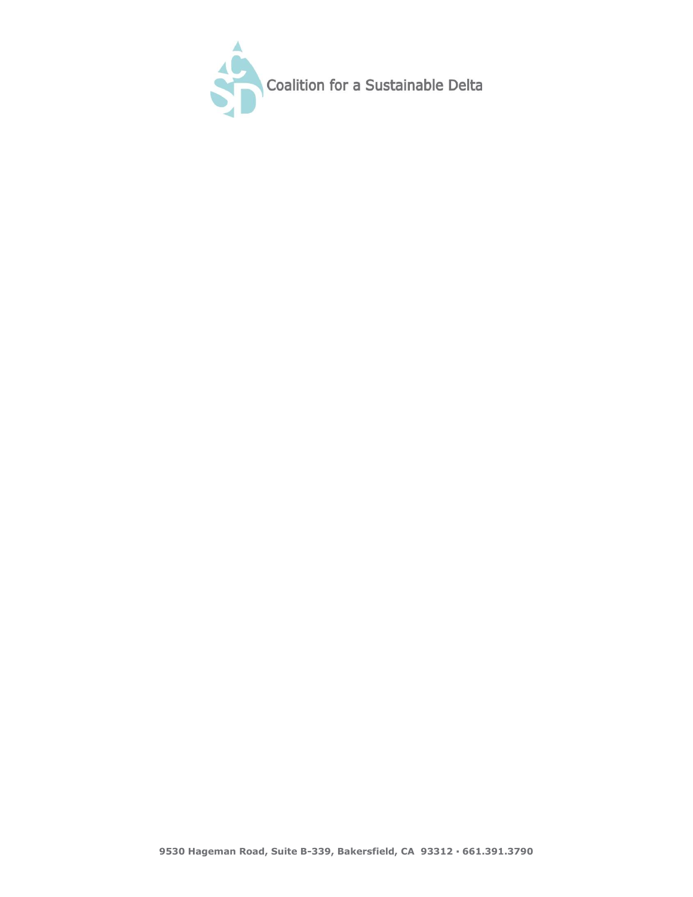Coalition for a Sustainable Delta

9530 Hageman Road, Suite B-339, Bakersfield, CA 93312 · 661.391.3790